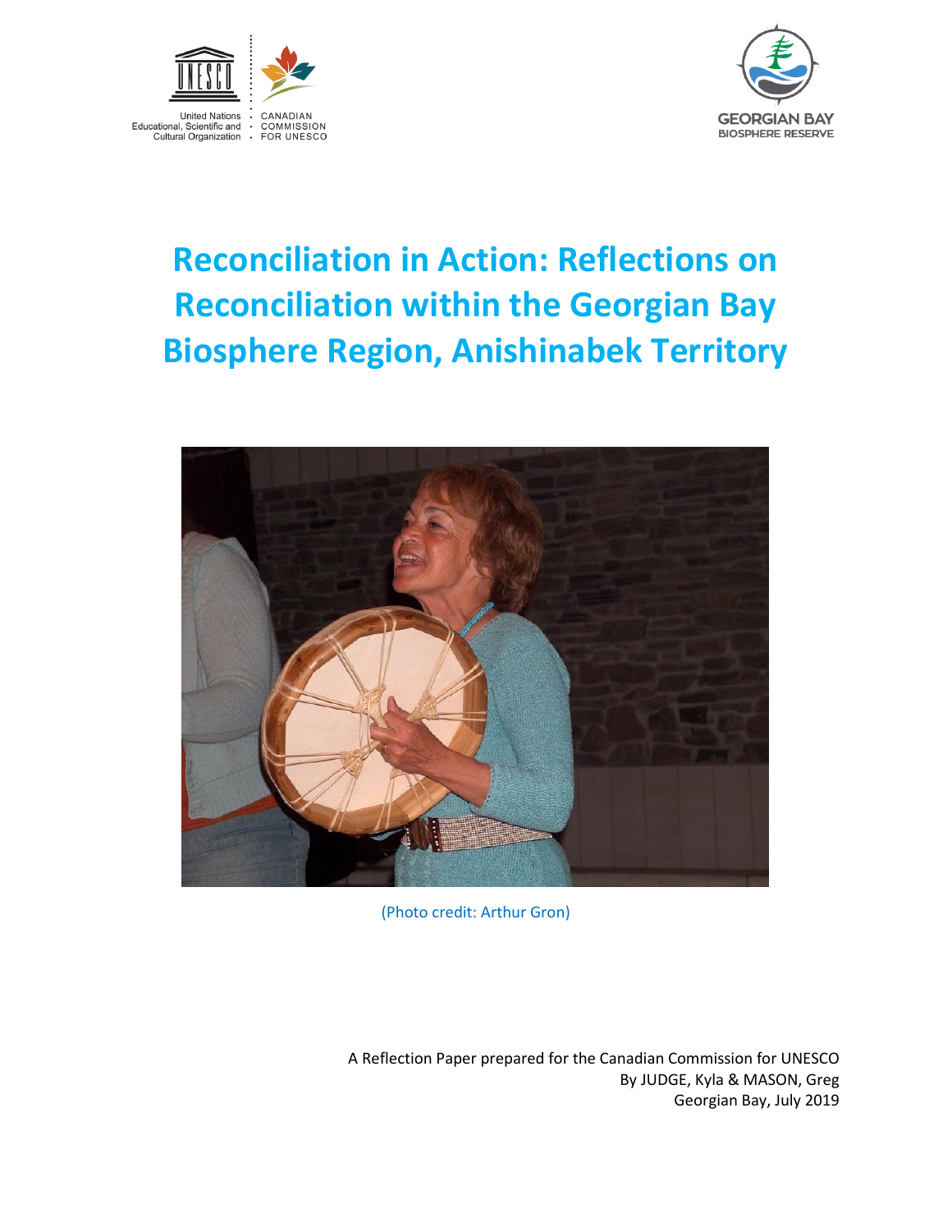United Nations Educational, Scientific and Cultural Organization

CANADIAN COMMISSION FOR UNESCO

GEORGIAN BAY BIOSPHERE RESERVE

# Reconciliation in Action: Reflections on Reconciliation within the Georgian Bay Biosphere Region, Anishinabek Territory

(Photo credit: Arthur Gron)

A Reflection Paper prepared for the Canadian Commission for UNESCO
By JUDGE, Kyla & MASON, Greg
Georgian Bay, July 2019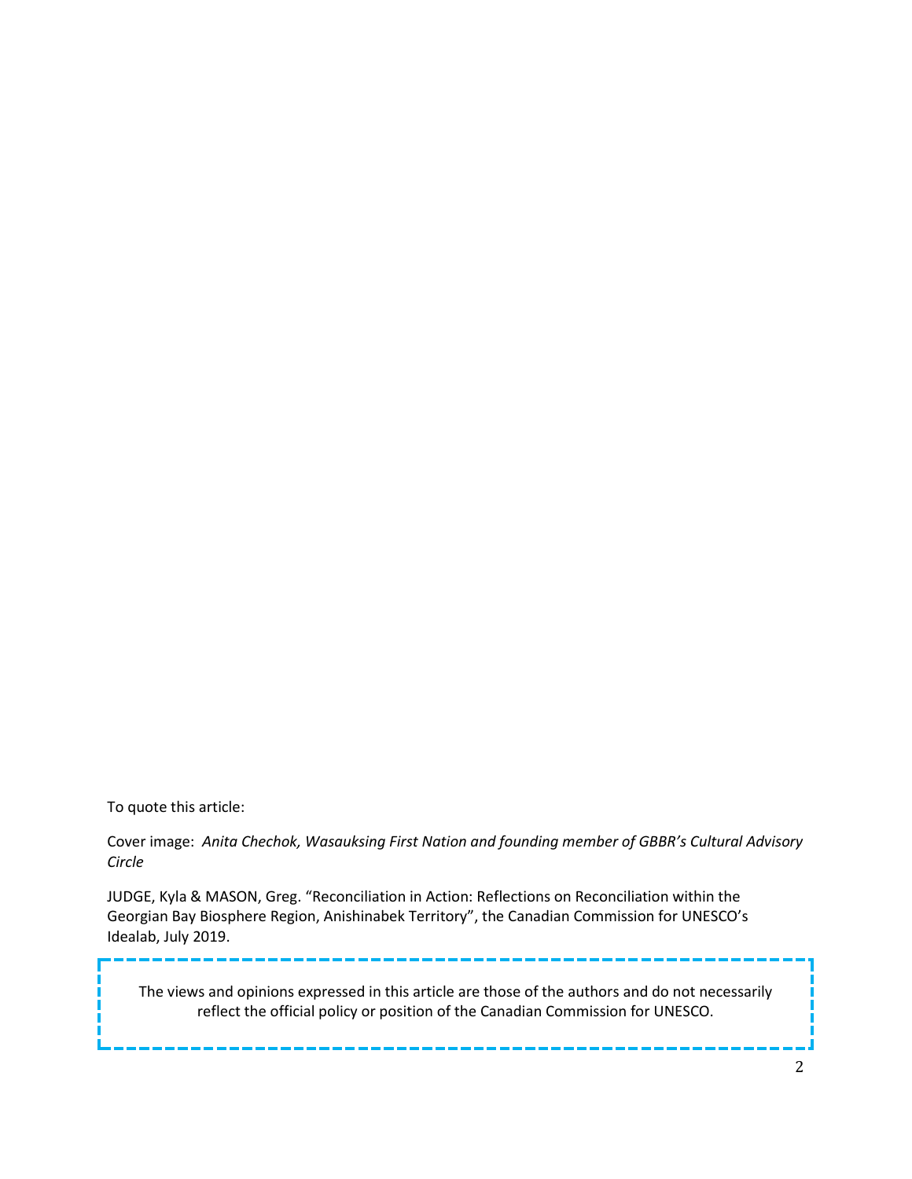To quote this article:

Cover image: *Anita Chechok, Wasauksing First Nation and founding member of GBBR's Cultural Advisory Circle*

JUDGE, Kyla & MASON, Greg. "Reconciliation in Action: Reflections on Reconciliation within the Georgian Bay Biosphere Region, Anishinabek Territory", the Canadian Commission for UNESCO's Idealab, July 2019.

The views and opinions expressed in this article are those of the authors and do not necessarily reflect the official policy or position of the Canadian Commission for UNESCO.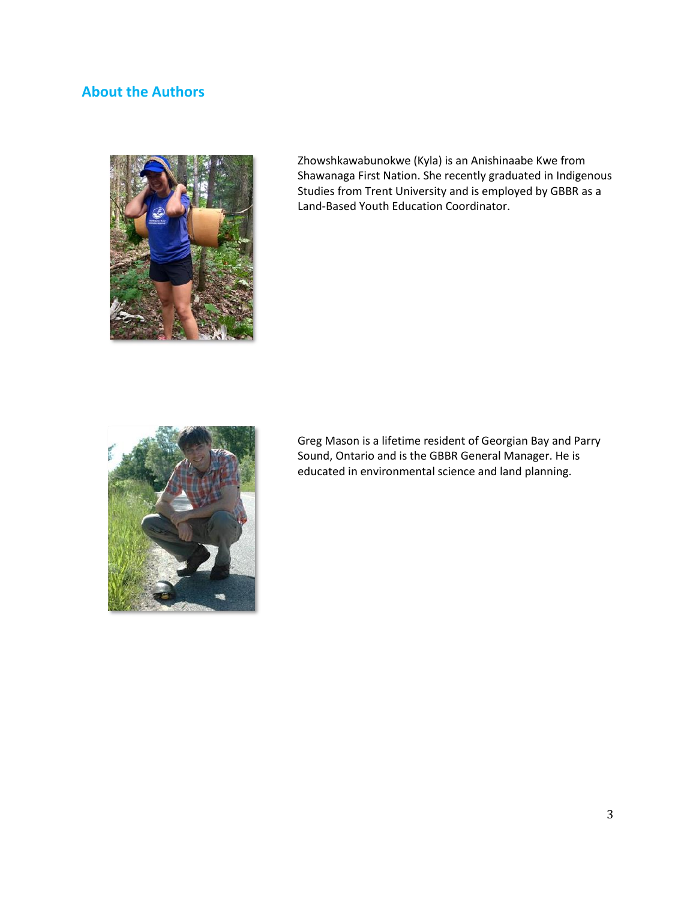## About the Authors

Zhowshkawabunokwe (Kyla) is an Anishinaabe Kwe from Shawanaga First Nation. She recently graduated in Indigenous Studies from Trent University and is employed by GBBR as a Land-Based Youth Education Coordinator.

Greg Mason is a lifetime resident of Georgian Bay and Parry Sound, Ontario and is the GBBR General Manager. He is educated in environmental science and land planning.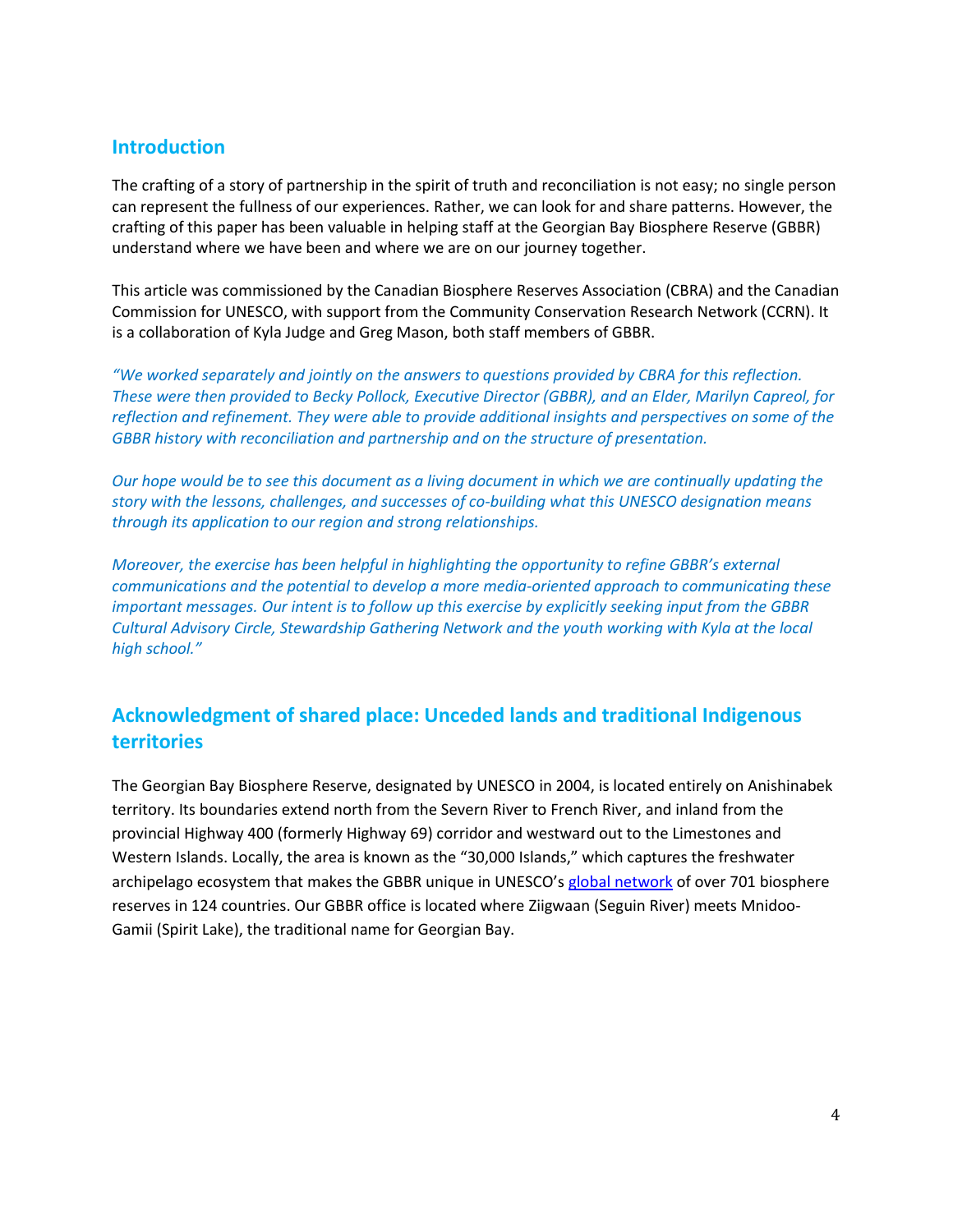## Introduction

The crafting of a story of partnership in the spirit of truth and reconciliation is not easy; no single person can represent the fullness of our experiences. Rather, we can look for and share patterns. However, the crafting of this paper has been valuable in helping staff at the Georgian Bay Biosphere Reserve (GBBR) understand where we have been and where we are on our journey together.

This article was commissioned by the Canadian Biosphere Reserves Association (CBRA) and the Canadian Commission for UNESCO, with support from the Community Conservation Research Network (CCRN). It is a collaboration of Kyla Judge and Greg Mason, both staff members of GBBR.

*"We worked separately and jointly on the answers to questions provided by CBRA for this reflection. These were then provided to Becky Pollock, Executive Director (GBBR), and an Elder, Marilyn Capreol, for reflection and refinement. They were able to provide additional insights and perspectives on some of the GBBR history with reconciliation and partnership and on the structure of presentation.*

*Our hope would be to see this document as a living document in which we are continually updating the story with the lessons, challenges, and successes of co-building what this UNESCO designation means through its application to our region and strong relationships.*

*Moreover, the exercise has been helpful in highlighting the opportunity to refine GBBR's external communications and the potential to develop a more media-oriented approach to communicating these important messages. Our intent is to follow up this exercise by explicitly seeking input from the GBBR Cultural Advisory Circle, Stewardship Gathering Network and the youth working with Kyla at the local high school."*

## Acknowledgment of shared place: Unceded lands and traditional Indigenous territories

The Georgian Bay Biosphere Reserve, designated by UNESCO in 2004, is located entirely on Anishinabek territory. Its boundaries extend north from the Severn River to French River, and inland from the provincial Highway 400 (formerly Highway 69) corridor and westward out to the Limestones and Western Islands. Locally, the area is known as the "30,000 Islands," which captures the freshwater archipelago ecosystem that makes the GBBR unique in UNESCO's global network of over 701 biosphere reserves in 124 countries. Our GBBR office is located where Ziigwaan (Seguin River) meets Mnidoo-Gamii (Spirit Lake), the traditional name for Georgian Bay.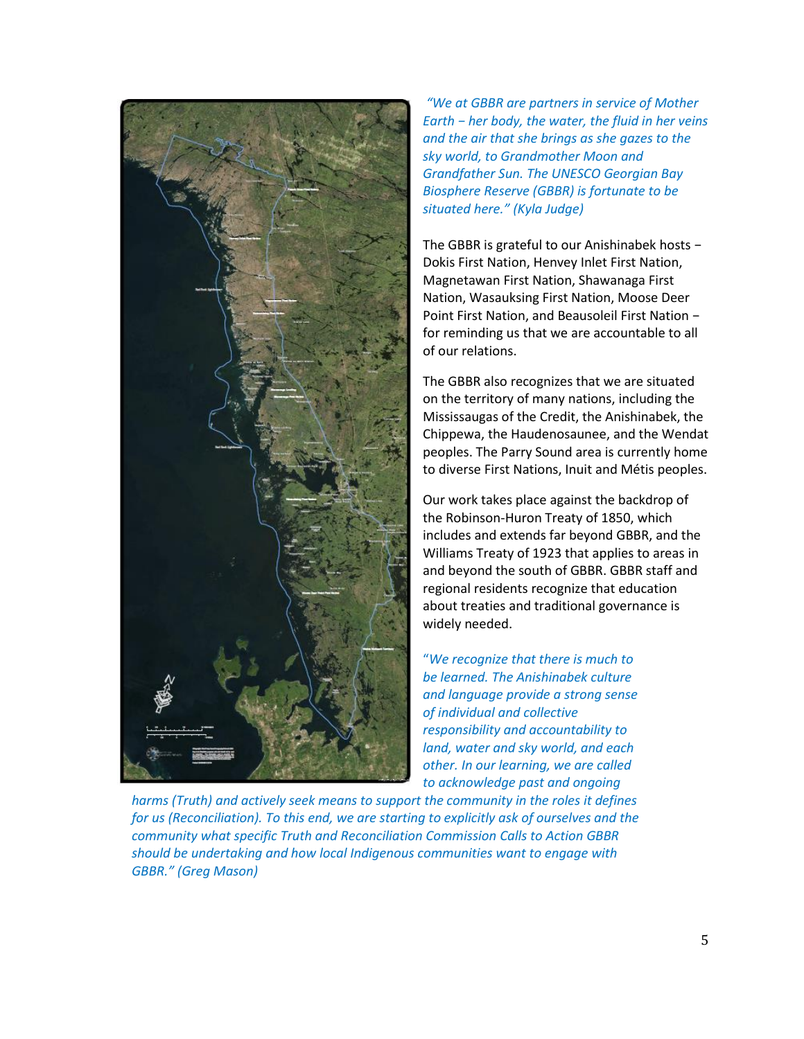*"We at GBBR are partners in service of Mother Earth – her body, the water, the fluid in her veins and the air that she brings as she gazes to the sky world, to Grandmother Moon and Grandfather Sun. The UNESCO Georgian Bay Biosphere Reserve (GBBR) is fortunate to be situated here." (Kyla Judge)*

The GBBR is grateful to our Anishinabek hosts – Dokis First Nation, Henvey Inlet First Nation, Magnetawan First Nation, Shawanaga First Nation, Wasauksing First Nation, Moose Deer Point First Nation, and Beausoleil First Nation – for reminding us that we are accountable to all of our relations.

The GBBR also recognizes that we are situated on the territory of many nations, including the Mississaugas of the Credit, the Anishinabek, the Chippewa, the Haudenosaunee, and the Wendat peoples. The Parry Sound area is currently home to diverse First Nations, Inuit and Métis peoples.

Our work takes place against the backdrop of the Robinson-Huron Treaty of 1850, which includes and extends far beyond GBBR, and the Williams Treaty of 1923 that applies to areas in and beyond the south of GBBR. GBBR staff and regional residents recognize that education about treaties and traditional governance is widely needed.

*"We recognize that there is much to be learned. The Anishinabek culture and language provide a strong sense of individual and collective responsibility and accountability to land, water and sky world, and each other. In our learning, we are called to acknowledge past and ongoing harms (Truth) and actively seek means to support the community in the roles it defines for us (Reconciliation). To this end, we are starting to explicitly ask of ourselves and the community what specific Truth and Reconciliation Commission Calls to Action GBBR should be undertaking and how local Indigenous communities want to engage with GBBR." (Greg Mason)*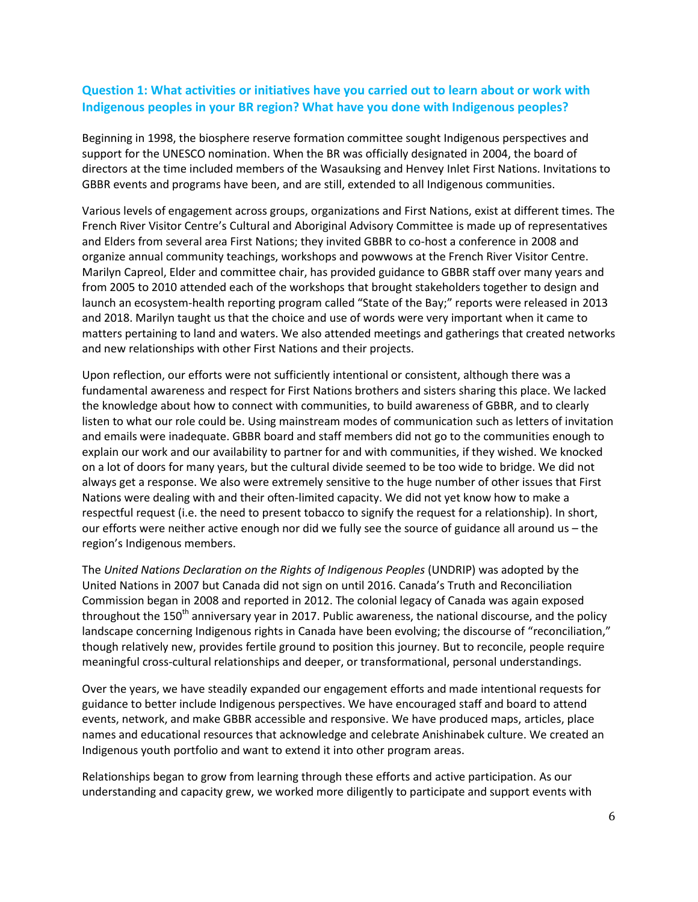### Question 1: What activities or initiatives have you carried out to learn about or work with Indigenous peoples in your BR region? What have you done with Indigenous peoples?

Beginning in 1998, the biosphere reserve formation committee sought Indigenous perspectives and support for the UNESCO nomination. When the BR was officially designated in 2004, the board of directors at the time included members of the Wasauksing and Henvey Inlet First Nations. Invitations to GBBR events and programs have been, and are still, extended to all Indigenous communities.

Various levels of engagement across groups, organizations and First Nations, exist at different times. The French River Visitor Centre's Cultural and Aboriginal Advisory Committee is made up of representatives and Elders from several area First Nations; they invited GBBR to co-host a conference in 2008 and organize annual community teachings, workshops and powwows at the French River Visitor Centre. Marilyn Capreol, Elder and committee chair, has provided guidance to GBBR staff over many years and from 2005 to 2010 attended each of the workshops that brought stakeholders together to design and launch an ecosystem-health reporting program called "State of the Bay;" reports were released in 2013 and 2018. Marilyn taught us that the choice and use of words were very important when it came to matters pertaining to land and waters. We also attended meetings and gatherings that created networks and new relationships with other First Nations and their projects.

Upon reflection, our efforts were not sufficiently intentional or consistent, although there was a fundamental awareness and respect for First Nations brothers and sisters sharing this place. We lacked the knowledge about how to connect with communities, to build awareness of GBBR, and to clearly listen to what our role could be. Using mainstream modes of communication such as letters of invitation and emails were inadequate. GBBR board and staff members did not go to the communities enough to explain our work and our availability to partner for and with communities, if they wished. We knocked on a lot of doors for many years, but the cultural divide seemed to be too wide to bridge. We did not always get a response. We also were extremely sensitive to the huge number of other issues that First Nations were dealing with and their often-limited capacity. We did not yet know how to make a respectful request (i.e. the need to present tobacco to signify the request for a relationship). In short, our efforts were neither active enough nor did we fully see the source of guidance all around us – the region's Indigenous members.

The *United Nations Declaration on the Rights of Indigenous Peoples* (UNDRIP) was adopted by the United Nations in 2007 but Canada did not sign on until 2016. Canada's Truth and Reconciliation Commission began in 2008 and reported in 2012. The colonial legacy of Canada was again exposed throughout the 150th anniversary year in 2017. Public awareness, the national discourse, and the policy landscape concerning Indigenous rights in Canada have been evolving; the discourse of "reconciliation," though relatively new, provides fertile ground to position this journey. But to reconcile, people require meaningful cross-cultural relationships and deeper, or transformational, personal understandings.

Over the years, we have steadily expanded our engagement efforts and made intentional requests for guidance to better include Indigenous perspectives. We have encouraged staff and board to attend events, network, and make GBBR accessible and responsive. We have produced maps, articles, place names and educational resources that acknowledge and celebrate Anishinabek culture. We created an Indigenous youth portfolio and want to extend it into other program areas.

Relationships began to grow from learning through these efforts and active participation. As our understanding and capacity grew, we worked more diligently to participate and support events with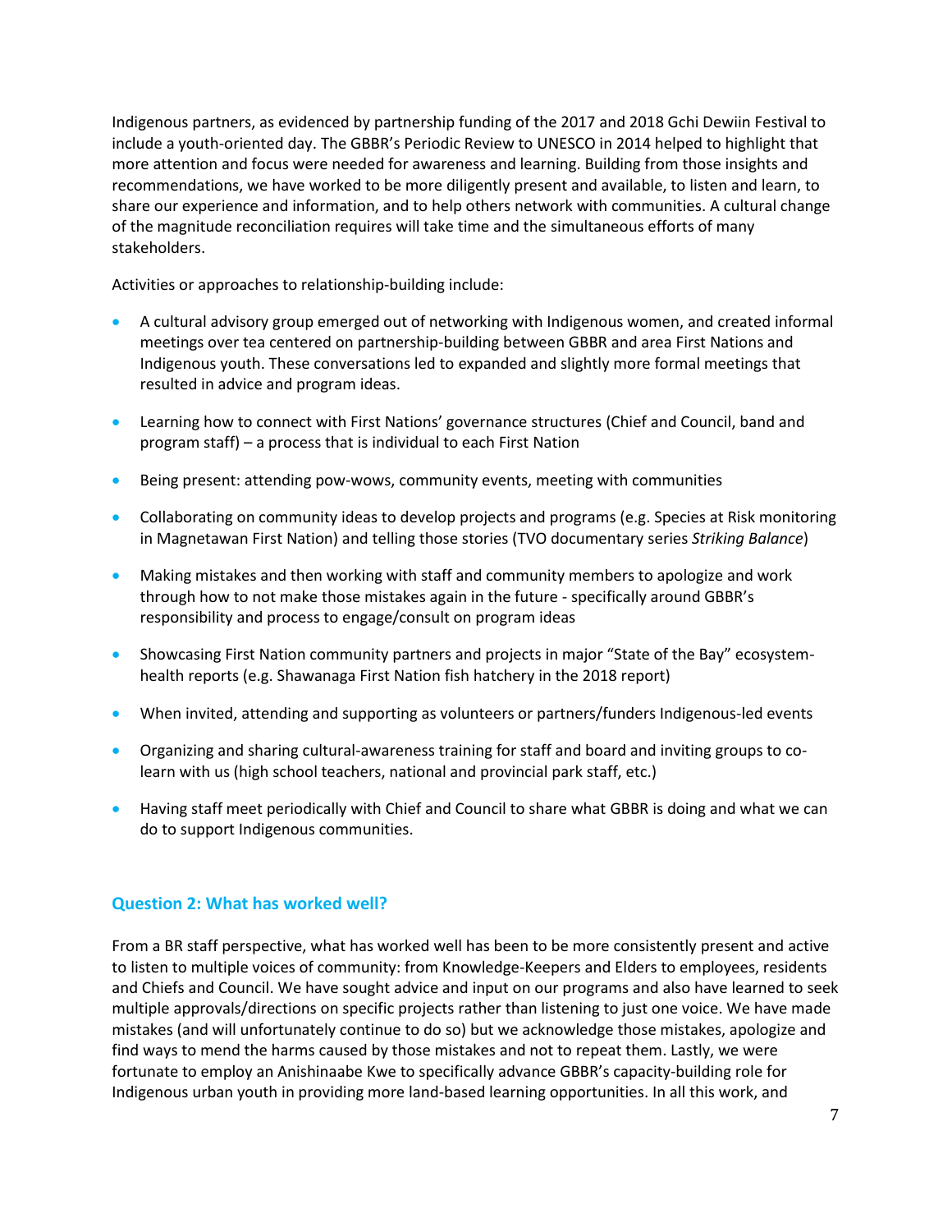Indigenous partners, as evidenced by partnership funding of the 2017 and 2018 Gchi Dewiin Festival to include a youth-oriented day. The GBBR's Periodic Review to UNESCO in 2014 helped to highlight that more attention and focus were needed for awareness and learning. Building from those insights and recommendations, we have worked to be more diligently present and available, to listen and learn, to share our experience and information, and to help others network with communities. A cultural change of the magnitude reconciliation requires will take time and the simultaneous efforts of many stakeholders.

Activities or approaches to relationship-building include:

- A cultural advisory group emerged out of networking with Indigenous women, and created informal meetings over tea centered on partnership-building between GBBR and area First Nations and Indigenous youth. These conversations led to expanded and slightly more formal meetings that resulted in advice and program ideas.
- Learning how to connect with First Nations' governance structures (Chief and Council, band and program staff) – a process that is individual to each First Nation
- Being present: attending pow-wows, community events, meeting with communities
- Collaborating on community ideas to develop projects and programs (e.g. Species at Risk monitoring in Magnetawan First Nation) and telling those stories (TVO documentary series *Striking Balance*)
- Making mistakes and then working with staff and community members to apologize and work through how to not make those mistakes again in the future - specifically around GBBR's responsibility and process to engage/consult on program ideas
- Showcasing First Nation community partners and projects in major "State of the Bay" ecosystem-health reports (e.g. Shawanaga First Nation fish hatchery in the 2018 report)
- When invited, attending and supporting as volunteers or partners/funders Indigenous-led events
- Organizing and sharing cultural-awareness training for staff and board and inviting groups to co-learn with us (high school teachers, national and provincial park staff, etc.)
- Having staff meet periodically with Chief and Council to share what GBBR is doing and what we can do to support Indigenous communities.

### Question 2: What has worked well?

From a BR staff perspective, what has worked well has been to be more consistently present and active to listen to multiple voices of community: from Knowledge-Keepers and Elders to employees, residents and Chiefs and Council. We have sought advice and input on our programs and also have learned to seek multiple approvals/directions on specific projects rather than listening to just one voice. We have made mistakes (and will unfortunately continue to do so) but we acknowledge those mistakes, apologize and find ways to mend the harms caused by those mistakes and not to repeat them. Lastly, we were fortunate to employ an Anishinaabe Kwe to specifically advance GBBR's capacity-building role for Indigenous urban youth in providing more land-based learning opportunities. In all this work, and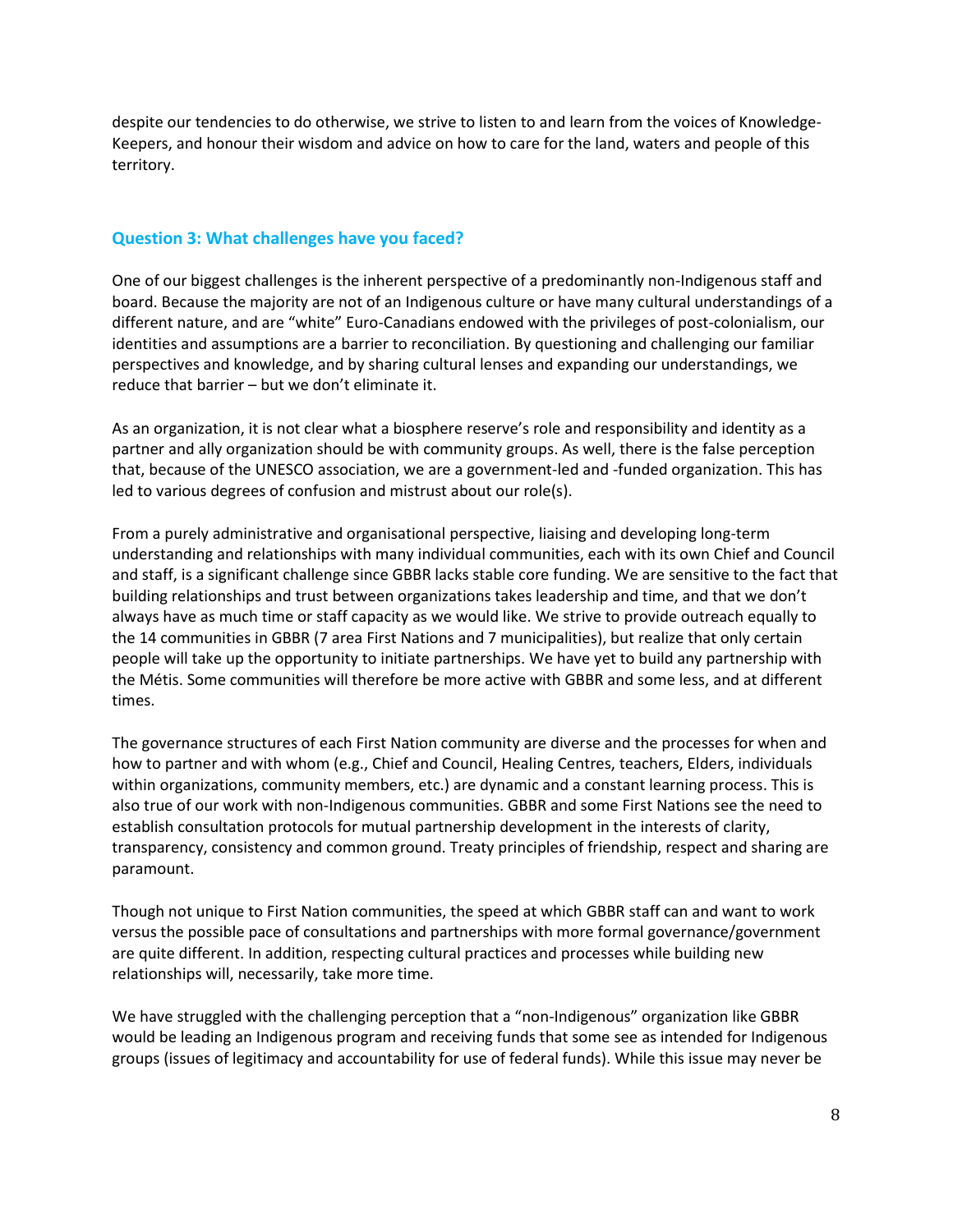despite our tendencies to do otherwise, we strive to listen to and learn from the voices of Knowledge-Keepers, and honour their wisdom and advice on how to care for the land, waters and people of this territory.

### Question 3: What challenges have you faced?

One of our biggest challenges is the inherent perspective of a predominantly non-Indigenous staff and board. Because the majority are not of an Indigenous culture or have many cultural understandings of a different nature, and are "white" Euro-Canadians endowed with the privileges of post-colonialism, our identities and assumptions are a barrier to reconciliation. By questioning and challenging our familiar perspectives and knowledge, and by sharing cultural lenses and expanding our understandings, we reduce that barrier – but we don't eliminate it.

As an organization, it is not clear what a biosphere reserve's role and responsibility and identity as a partner and ally organization should be with community groups. As well, there is the false perception that, because of the UNESCO association, we are a government-led and -funded organization. This has led to various degrees of confusion and mistrust about our role(s).

From a purely administrative and organisational perspective, liaising and developing long-term understanding and relationships with many individual communities, each with its own Chief and Council and staff, is a significant challenge since GBBR lacks stable core funding. We are sensitive to the fact that building relationships and trust between organizations takes leadership and time, and that we don't always have as much time or staff capacity as we would like. We strive to provide outreach equally to the 14 communities in GBBR (7 area First Nations and 7 municipalities), but realize that only certain people will take up the opportunity to initiate partnerships. We have yet to build any partnership with the Métis. Some communities will therefore be more active with GBBR and some less, and at different times.

The governance structures of each First Nation community are diverse and the processes for when and how to partner and with whom (e.g., Chief and Council, Healing Centres, teachers, Elders, individuals within organizations, community members, etc.) are dynamic and a constant learning process. This is also true of our work with non-Indigenous communities. GBBR and some First Nations see the need to establish consultation protocols for mutual partnership development in the interests of clarity, transparency, consistency and common ground. Treaty principles of friendship, respect and sharing are paramount.

Though not unique to First Nation communities, the speed at which GBBR staff can and want to work versus the possible pace of consultations and partnerships with more formal governance/government are quite different. In addition, respecting cultural practices and processes while building new relationships will, necessarily, take more time.

We have struggled with the challenging perception that a "non-Indigenous" organization like GBBR would be leading an Indigenous program and receiving funds that some see as intended for Indigenous groups (issues of legitimacy and accountability for use of federal funds). While this issue may never be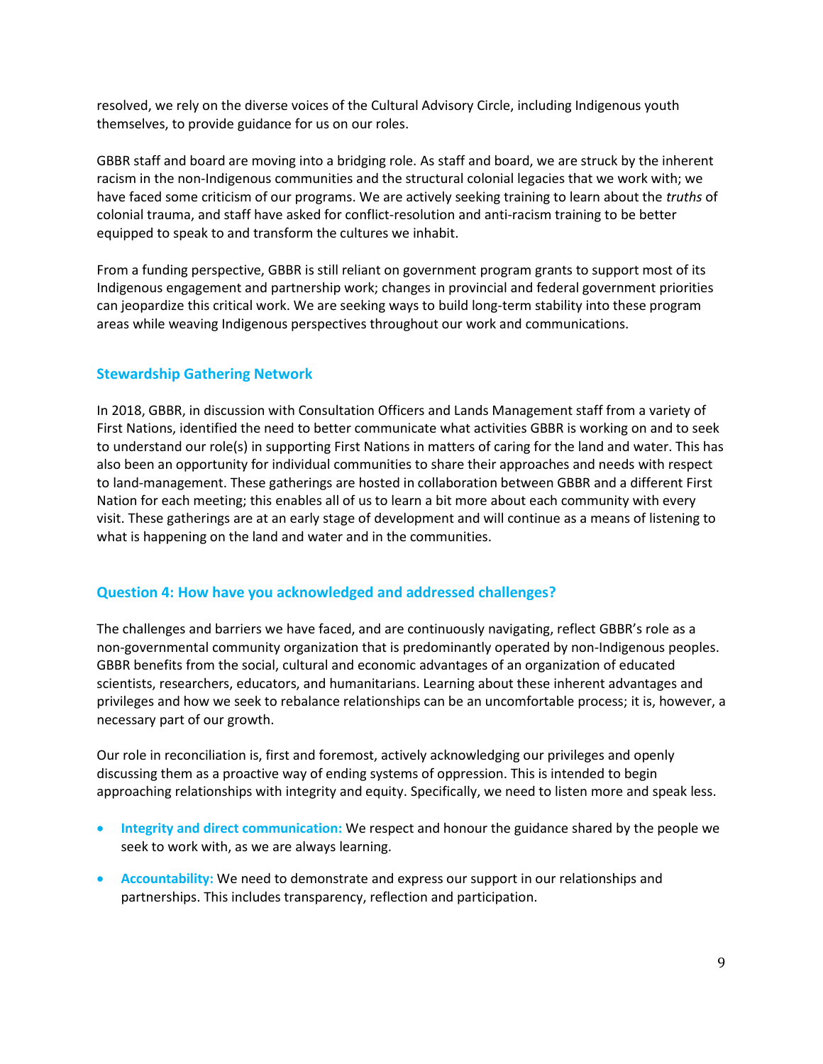resolved, we rely on the diverse voices of the Cultural Advisory Circle, including Indigenous youth themselves, to provide guidance for us on our roles.

GBBR staff and board are moving into a bridging role. As staff and board, we are struck by the inherent racism in the non-Indigenous communities and the structural colonial legacies that we work with; we have faced some criticism of our programs. We are actively seeking training to learn about the *truths* of colonial trauma, and staff have asked for conflict-resolution and anti-racism training to be better equipped to speak to and transform the cultures we inhabit.

From a funding perspective, GBBR is still reliant on government program grants to support most of its Indigenous engagement and partnership work; changes in provincial and federal government priorities can jeopardize this critical work. We are seeking ways to build long-term stability into these program areas while weaving Indigenous perspectives throughout our work and communications.

### Stewardship Gathering Network

In 2018, GBBR, in discussion with Consultation Officers and Lands Management staff from a variety of First Nations, identified the need to better communicate what activities GBBR is working on and to seek to understand our role(s) in supporting First Nations in matters of caring for the land and water. This has also been an opportunity for individual communities to share their approaches and needs with respect to land-management. These gatherings are hosted in collaboration between GBBR and a different First Nation for each meeting; this enables all of us to learn a bit more about each community with every visit. These gatherings are at an early stage of development and will continue as a means of listening to what is happening on the land and water and in the communities.

## Question 4: How have you acknowledged and addressed challenges?

The challenges and barriers we have faced, and are continuously navigating, reflect GBBR's role as a non-governmental community organization that is predominantly operated by non-Indigenous peoples. GBBR benefits from the social, cultural and economic advantages of an organization of educated scientists, researchers, educators, and humanitarians. Learning about these inherent advantages and privileges and how we seek to rebalance relationships can be an uncomfortable process; it is, however, a necessary part of our growth.

Our role in reconciliation is, first and foremost, actively acknowledging our privileges and openly discussing them as a proactive way of ending systems of oppression. This is intended to begin approaching relationships with integrity and equity. Specifically, we need to listen more and speak less.

- **Integrity and direct communication:** We respect and honour the guidance shared by the people we seek to work with, as we are always learning.
- **Accountability:** We need to demonstrate and express our support in our relationships and partnerships. This includes transparency, reflection and participation.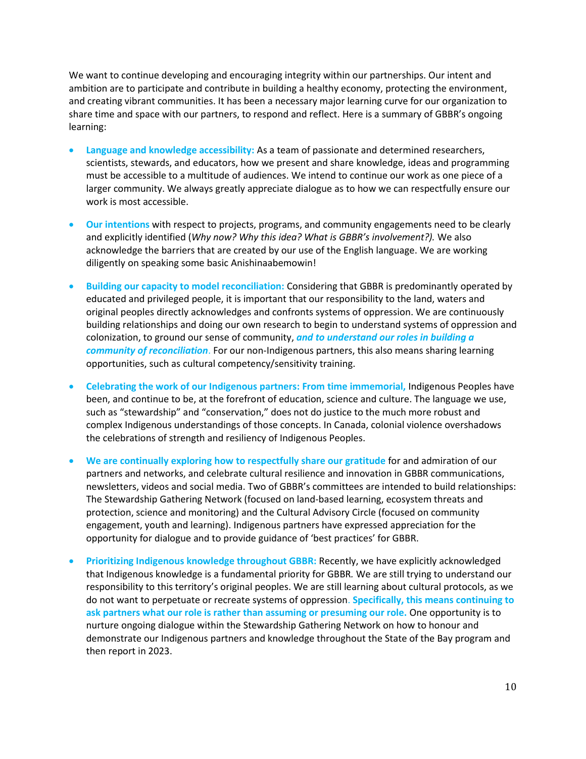We want to continue developing and encouraging integrity within our partnerships. Our intent and ambition are to participate and contribute in building a healthy economy, protecting the environment, and creating vibrant communities. It has been a necessary major learning curve for our organization to share time and space with our partners, to respond and reflect. Here is a summary of GBBR's ongoing learning:

- **Language and knowledge accessibility:** As a team of passionate and determined researchers, scientists, stewards, and educators, how we present and share knowledge, ideas and programming must be accessible to a multitude of audiences. We intend to continue our work as one piece of a larger community. We always greatly appreciate dialogue as to how we can respectfully ensure our work is most accessible.

- **Our intentions** with respect to projects, programs, and community engagements need to be clearly and explicitly identified (*Why now? Why this idea? What is GBBR's involvement?).* We also acknowledge the barriers that are created by our use of the English language. We are working diligently on speaking some basic Anishinaabemowin!

- **Building our capacity to model reconciliation:** Considering that GBBR is predominantly operated by educated and privileged people, it is important that our responsibility to the land, waters and original peoples directly acknowledges and confronts systems of oppression. We are continuously building relationships and doing our own research to begin to understand systems of oppression and colonization, to ground our sense of community, ***and to understand our roles in building a community of reconciliation***. For our non-Indigenous partners, this also means sharing learning opportunities, such as cultural competency/sensitivity training.

- **Celebrating the work of our Indigenous partners: From time immemorial,** Indigenous Peoples have been, and continue to be, at the forefront of education, science and culture. The language we use, such as "stewardship" and "conservation," does not do justice to the much more robust and complex Indigenous understandings of those concepts. In Canada, colonial violence overshadows the celebrations of strength and resiliency of Indigenous Peoples.

- **We are continually exploring how to respectfully share our gratitude** for and admiration of our partners and networks, and celebrate cultural resilience and innovation in GBBR communications, newsletters, videos and social media. Two of GBBR's committees are intended to build relationships: The Stewardship Gathering Network (focused on land-based learning, ecosystem threats and protection, science and monitoring) and the Cultural Advisory Circle (focused on community engagement, youth and learning). Indigenous partners have expressed appreciation for the opportunity for dialogue and to provide guidance of 'best practices' for GBBR.

- **Prioritizing Indigenous knowledge throughout GBBR:** Recently, we have explicitly acknowledged that Indigenous knowledge is a fundamental priority for GBBR. We are still trying to understand our responsibility to this territory's original peoples. We are still learning about cultural protocols, as we do not want to perpetuate or recreate systems of oppression. **Specifically, this means continuing to ask partners what our role is rather than assuming or presuming our role.** One opportunity is to nurture ongoing dialogue within the Stewardship Gathering Network on how to honour and demonstrate our Indigenous partners and knowledge throughout the State of the Bay program and then report in 2023.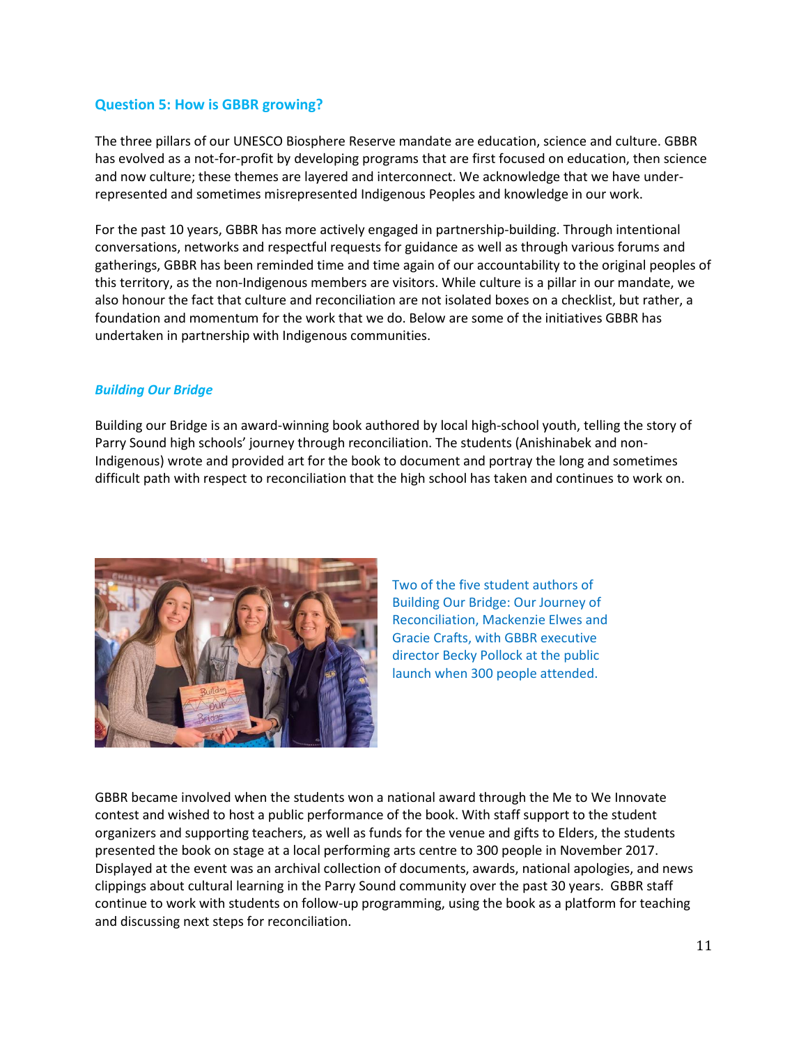## Question 5: How is GBBR growing?

The three pillars of our UNESCO Biosphere Reserve mandate are education, science and culture. GBBR has evolved as a not-for-profit by developing programs that are first focused on education, then science and now culture; these themes are layered and interconnect. We acknowledge that we have under-represented and sometimes misrepresented Indigenous Peoples and knowledge in our work.

For the past 10 years, GBBR has more actively engaged in partnership-building. Through intentional conversations, networks and respectful requests for guidance as well as through various forums and gatherings, GBBR has been reminded time and time again of our accountability to the original peoples of this territory, as the non-Indigenous members are visitors. While culture is a pillar in our mandate, we also honour the fact that culture and reconciliation are not isolated boxes on a checklist, but rather, a foundation and momentum for the work that we do. Below are some of the initiatives GBBR has undertaken in partnership with Indigenous communities.

### *Building Our Bridge*

Building our Bridge is an award-winning book authored by local high-school youth, telling the story of Parry Sound high schools' journey through reconciliation. The students (Anishinabek and non-Indigenous) wrote and provided art for the book to document and portray the long and sometimes difficult path with respect to reconciliation that the high school has taken and continues to work on.

Two of the five student authors of Building Our Bridge: Our Journey of Reconciliation, Mackenzie Elwes and Gracie Crafts, with GBBR executive director Becky Pollock at the public launch when 300 people attended.

GBBR became involved when the students won a national award through the Me to We Innovate contest and wished to host a public performance of the book. With staff support to the student organizers and supporting teachers, as well as funds for the venue and gifts to Elders, the students presented the book on stage at a local performing arts centre to 300 people in November 2017. Displayed at the event was an archival collection of documents, awards, national apologies, and news clippings about cultural learning in the Parry Sound community over the past 30 years. GBBR staff continue to work with students on follow-up programming, using the book as a platform for teaching and discussing next steps for reconciliation.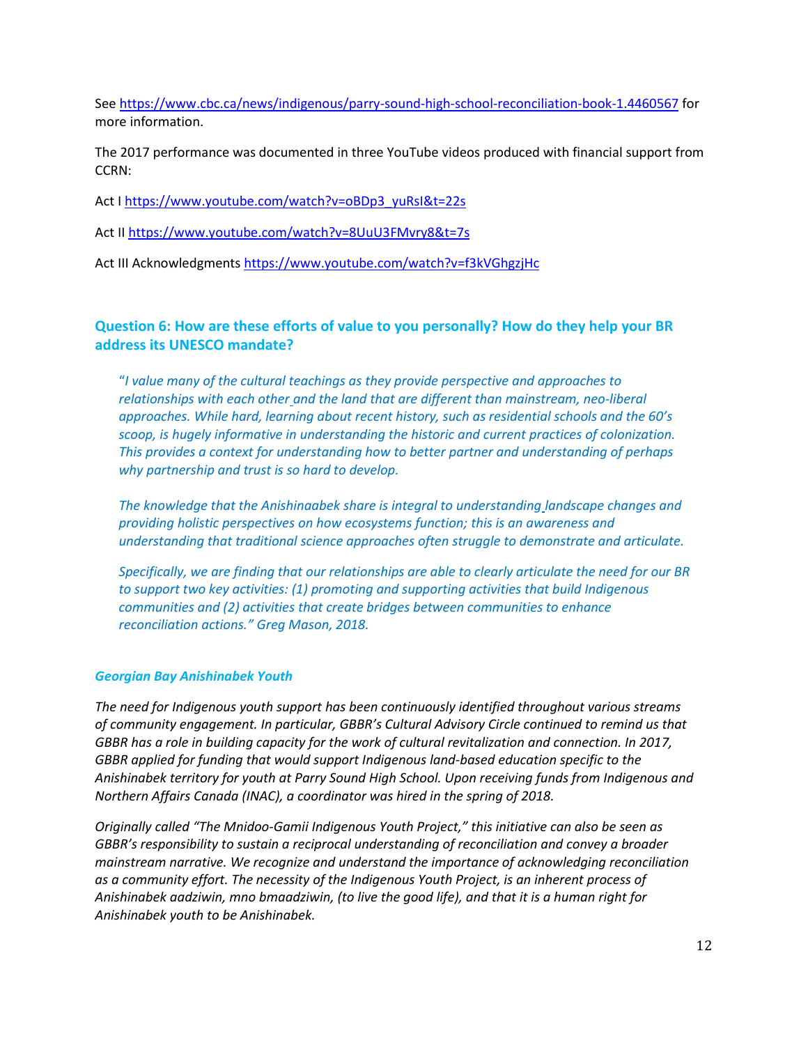See https://www.cbc.ca/news/indigenous/parry-sound-high-school-reconciliation-book-1.4460567 for more information.

The 2017 performance was documented in three YouTube videos produced with financial support from CCRN:

Act I https://www.youtube.com/watch?v=oBDp3_yuRsI&t=22s

Act II https://www.youtube.com/watch?v=8UuU3FMvry8&t=7s

Act III Acknowledgments https://www.youtube.com/watch?v=f3kVGhgzjHc

### Question 6: How are these efforts of value to you personally? How do they help your BR address its UNESCO mandate?

> "*I value many of the cultural teachings as they provide perspective and approaches to relationships with each other and the land that are different than mainstream, neo-liberal approaches. While hard, learning about recent history, such as residential schools and the 60's scoop, is hugely informative in understanding the historic and current practices of colonization. This provides a context for understanding how to better partner and understanding of perhaps why partnership and trust is so hard to develop.*
>
> *The knowledge that the Anishinaabek share is integral to understanding landscape changes and providing holistic perspectives on how ecosystems function; this is an awareness and understanding that traditional science approaches often struggle to demonstrate and articulate.*
>
> *Specifically, we are finding that our relationships are able to clearly articulate the need for our BR to support two key activities: (1) promoting and supporting activities that build Indigenous communities and (2) activities that create bridges between communities to enhance reconciliation actions." Greg Mason, 2018.*

#### *Georgian Bay Anishinabek Youth*

*The need for Indigenous youth support has been continuously identified throughout various streams of community engagement. In particular, GBBR's Cultural Advisory Circle continued to remind us that GBBR has a role in building capacity for the work of cultural revitalization and connection. In 2017, GBBR applied for funding that would support Indigenous land-based education specific to the Anishinabek territory for youth at Parry Sound High School. Upon receiving funds from Indigenous and Northern Affairs Canada (INAC), a coordinator was hired in the spring of 2018.*

*Originally called "The Mnidoo-Gamii Indigenous Youth Project," this initiative can also be seen as GBBR's responsibility to sustain a reciprocal understanding of reconciliation and convey a broader mainstream narrative. We recognize and understand the importance of acknowledging reconciliation as a community effort. The necessity of the Indigenous Youth Project, is an inherent process of Anishinabek aadziwin, mno bmaadziwin, (to live the good life), and that it is a human right for Anishinabek youth to be Anishinabek.*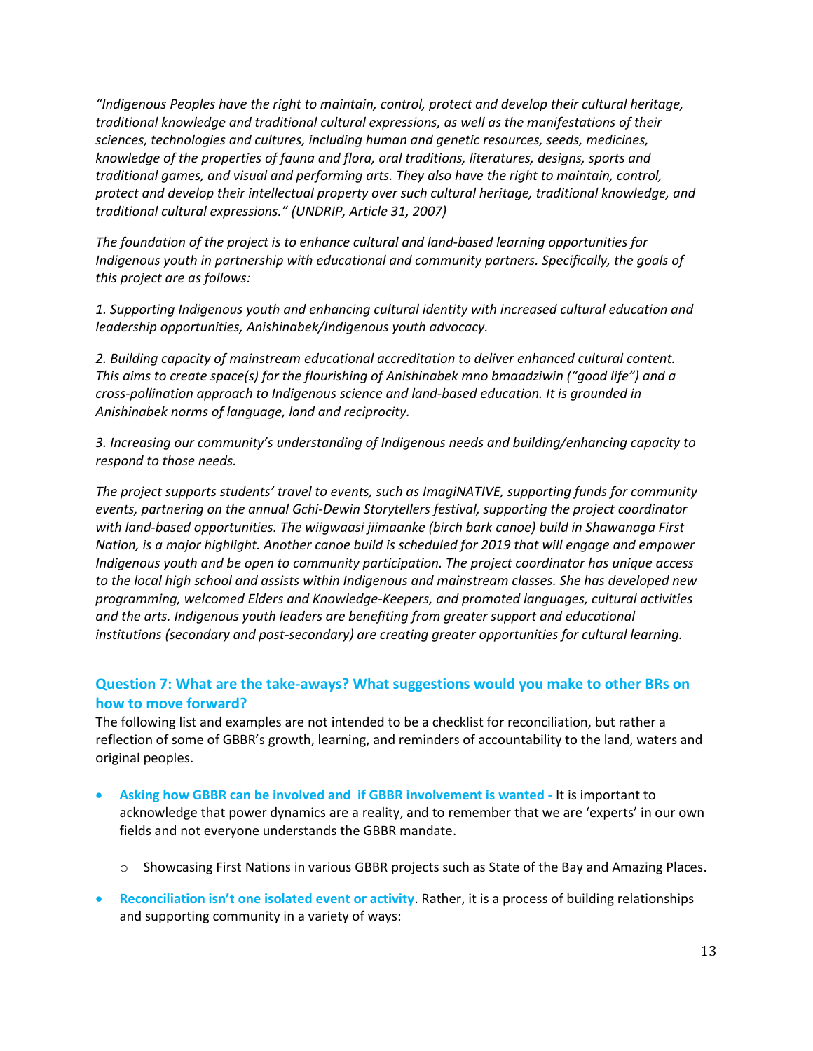*"Indigenous Peoples have the right to maintain, control, protect and develop their cultural heritage, traditional knowledge and traditional cultural expressions, as well as the manifestations of their sciences, technologies and cultures, including human and genetic resources, seeds, medicines, knowledge of the properties of fauna and flora, oral traditions, literatures, designs, sports and traditional games, and visual and performing arts. They also have the right to maintain, control, protect and develop their intellectual property over such cultural heritage, traditional knowledge, and traditional cultural expressions." (UNDRIP, Article 31, 2007)*

*The foundation of the project is to enhance cultural and land-based learning opportunities for Indigenous youth in partnership with educational and community partners. Specifically, the goals of this project are as follows:*

*1. Supporting Indigenous youth and enhancing cultural identity with increased cultural education and leadership opportunities, Anishinabek/Indigenous youth advocacy.*

*2. Building capacity of mainstream educational accreditation to deliver enhanced cultural content. This aims to create space(s) for the flourishing of Anishinabek mno bmaadziwin ("good life") and a cross-pollination approach to Indigenous science and land-based education. It is grounded in Anishinabek norms of language, land and reciprocity.*

*3. Increasing our community's understanding of Indigenous needs and building/enhancing capacity to respond to those needs.*

*The project supports students' travel to events, such as ImagiNATIVE, supporting funds for community events, partnering on the annual Gchi-Dewin Storytellers festival, supporting the project coordinator with land-based opportunities. The wiigwaasi jiimaanke (birch bark canoe) build in Shawanaga First Nation, is a major highlight. Another canoe build is scheduled for 2019 that will engage and empower Indigenous youth and be open to community participation. The project coordinator has unique access to the local high school and assists within Indigenous and mainstream classes. She has developed new programming, welcomed Elders and Knowledge-Keepers, and promoted languages, cultural activities and the arts. Indigenous youth leaders are benefiting from greater support and educational institutions (secondary and post-secondary) are creating greater opportunities for cultural learning.*

## Question 7: What are the take-aways? What suggestions would you make to other BRs on how to move forward?

The following list and examples are not intended to be a checklist for reconciliation, but rather a reflection of some of GBBR's growth, learning, and reminders of accountability to the land, waters and original peoples.

- **Asking how GBBR can be involved and if GBBR involvement is wanted -** It is important to acknowledge that power dynamics are a reality, and to remember that we are 'experts' in our own fields and not everyone understands the GBBR mandate.
  - Showcasing First Nations in various GBBR projects such as State of the Bay and Amazing Places.
- **Reconciliation isn't one isolated event or activity**. Rather, it is a process of building relationships and supporting community in a variety of ways: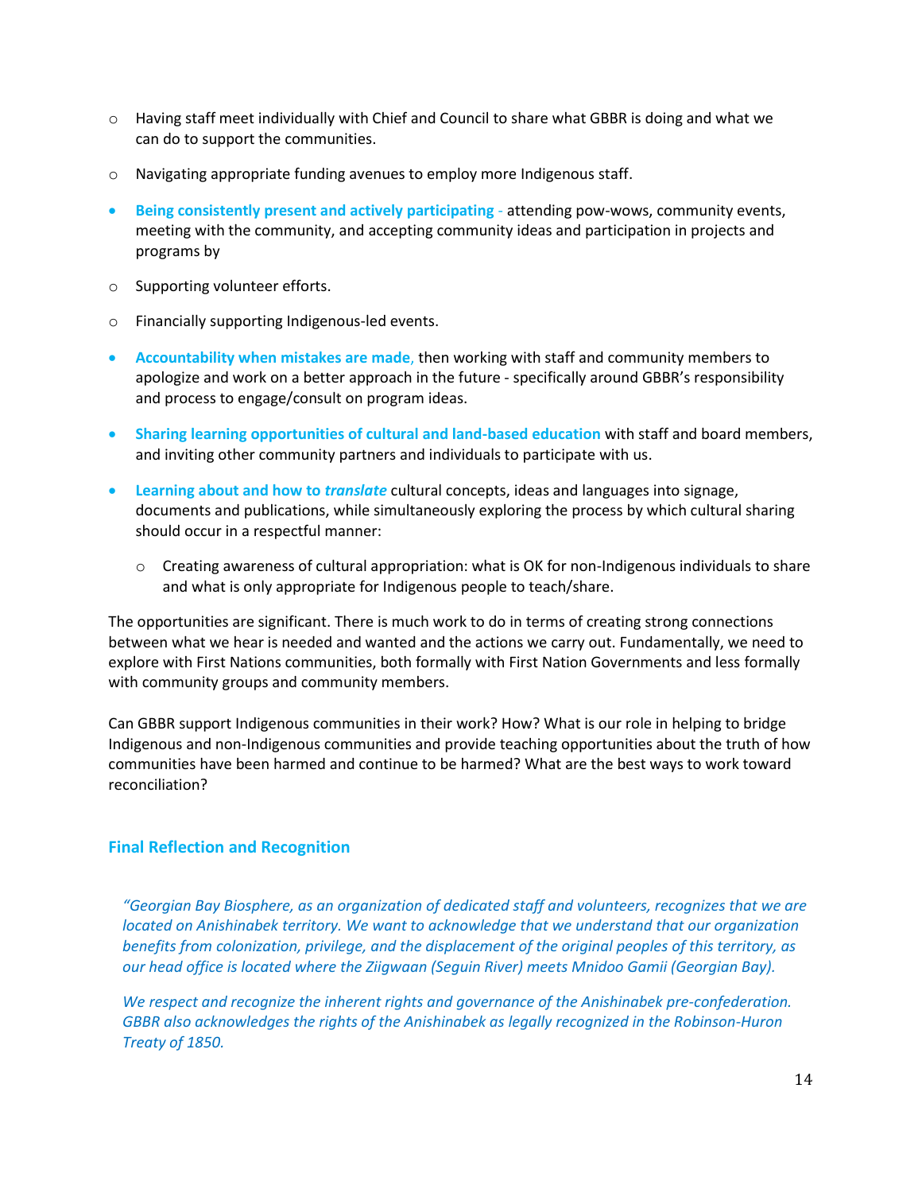- Having staff meet individually with Chief and Council to share what GBBR is doing and what we can do to support the communities.
- Navigating appropriate funding avenues to employ more Indigenous staff.

- **Being consistently present and actively participating** - attending pow-wows, community events, meeting with the community, and accepting community ideas and participation in projects and programs by
  - Supporting volunteer efforts.
  - Financially supporting Indigenous-led events.
- **Accountability when mistakes are made,** then working with staff and community members to apologize and work on a better approach in the future - specifically around GBBR's responsibility and process to engage/consult on program ideas.
- **Sharing learning opportunities of cultural and land-based education** with staff and board members, and inviting other community partners and individuals to participate with us.
- **Learning about and how to *translate*** cultural concepts, ideas and languages into signage, documents and publications, while simultaneously exploring the process by which cultural sharing should occur in a respectful manner:
  - Creating awareness of cultural appropriation: what is OK for non-Indigenous individuals to share and what is only appropriate for Indigenous people to teach/share.

The opportunities are significant. There is much work to do in terms of creating strong connections between what we hear is needed and wanted and the actions we carry out. Fundamentally, we need to explore with First Nations communities, both formally with First Nation Governments and less formally with community groups and community members.

Can GBBR support Indigenous communities in their work? How? What is our role in helping to bridge Indigenous and non-Indigenous communities and provide teaching opportunities about the truth of how communities have been harmed and continue to be harmed? What are the best ways to work toward reconciliation?

## Final Reflection and Recognition

*"Georgian Bay Biosphere, as an organization of dedicated staff and volunteers, recognizes that we are located on Anishinabek territory. We want to acknowledge that we understand that our organization benefits from colonization, privilege, and the displacement of the original peoples of this territory, as our head office is located where the Ziigwaan (Seguin River) meets Mnidoo Gamii (Georgian Bay).*

*We respect and recognize the inherent rights and governance of the Anishinabek pre-confederation. GBBR also acknowledges the rights of the Anishinabek as legally recognized in the Robinson-Huron Treaty of 1850.*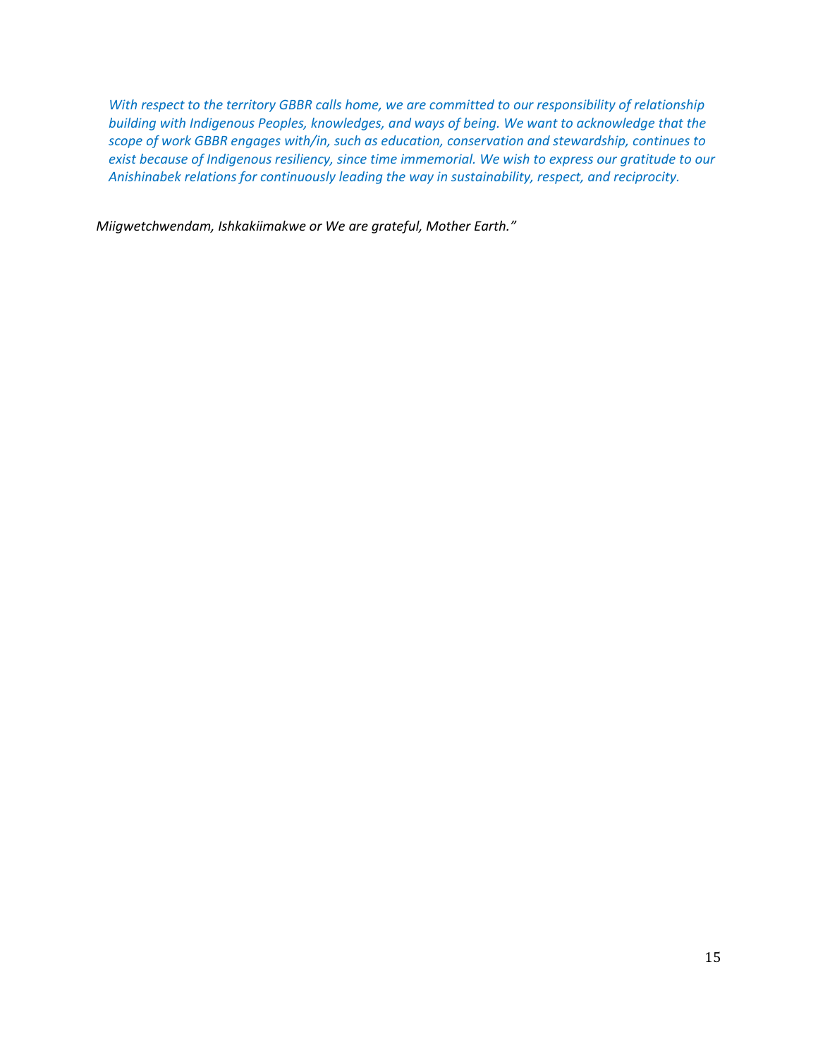*With respect to the territory GBBR calls home, we are committed to our responsibility of relationship building with Indigenous Peoples, knowledges, and ways of being. We want to acknowledge that the scope of work GBBR engages with/in, such as education, conservation and stewardship, continues to exist because of Indigenous resiliency, since time immemorial. We wish to express our gratitude to our Anishinabek relations for continuously leading the way in sustainability, respect, and reciprocity.*

*Miigwetchwendam, Ishkakiimakwe or We are grateful, Mother Earth."*